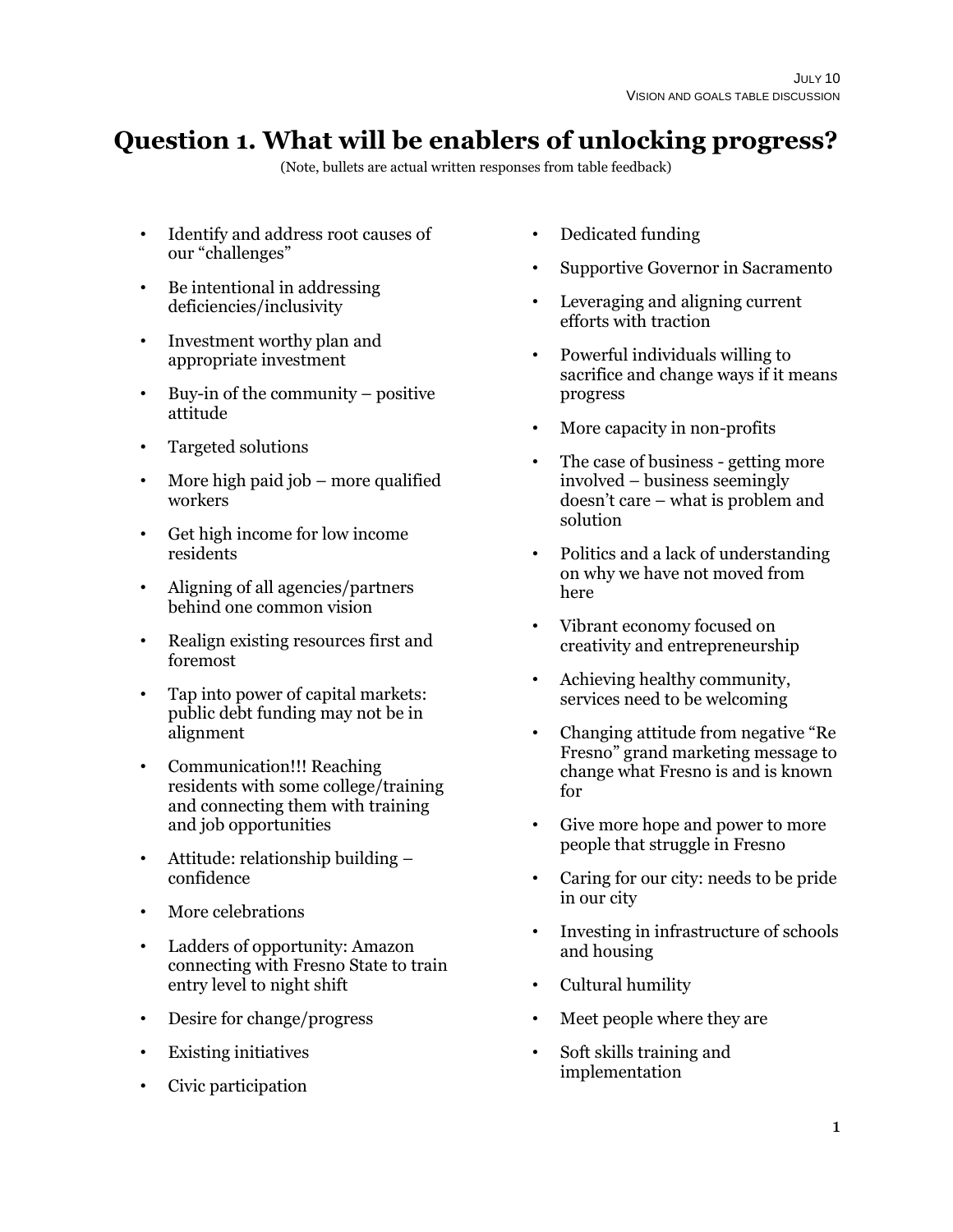# Question 1. What will be enablers of unlocking progress?

(Note, bullets are actual written responses from table feedback)

- Identify and address root causes of our "challenges"
- Be intentional in addressing deficiencies/inclusivity
- Investment worthy plan and appropriate investment
- Buy-in of the community – positive attitude
- Targeted solutions
- More high paid job – more qualified workers
- Get high income for low income residents
- Aligning of all agencies/partners behind one common vision
- Realign existing resources first and foremost
- Tap into power of capital markets: public debt funding may not be in alignment
- Communication!!! Reaching residents with some college/training and connecting them with training and job opportunities
- Attitude: relationship building – confidence
- More celebrations
- Ladders of opportunity: Amazon connecting with Fresno State to train entry level to night shift
- Desire for change/progress
- Existing initiatives
- Civic participation
- Dedicated funding
- Supportive Governor in Sacramento
- Leveraging and aligning current efforts with traction
- Powerful individuals willing to sacrifice and change ways if it means progress
- More capacity in non-profits
- The case of business - getting more involved – business seemingly doesn't care – what is problem and solution
- Politics and a lack of understanding on why we have not moved from here
- Vibrant economy focused on creativity and entrepreneurship
- Achieving healthy community, services need to be welcoming
- Changing attitude from negative "Re Fresno" grand marketing message to change what Fresno is and is known for
- Give more hope and power to more people that struggle in Fresno
- Caring for our city: needs to be pride in our city
- Investing in infrastructure of schools and housing
- Cultural humility
- Meet people where they are
- Soft skills training and implementation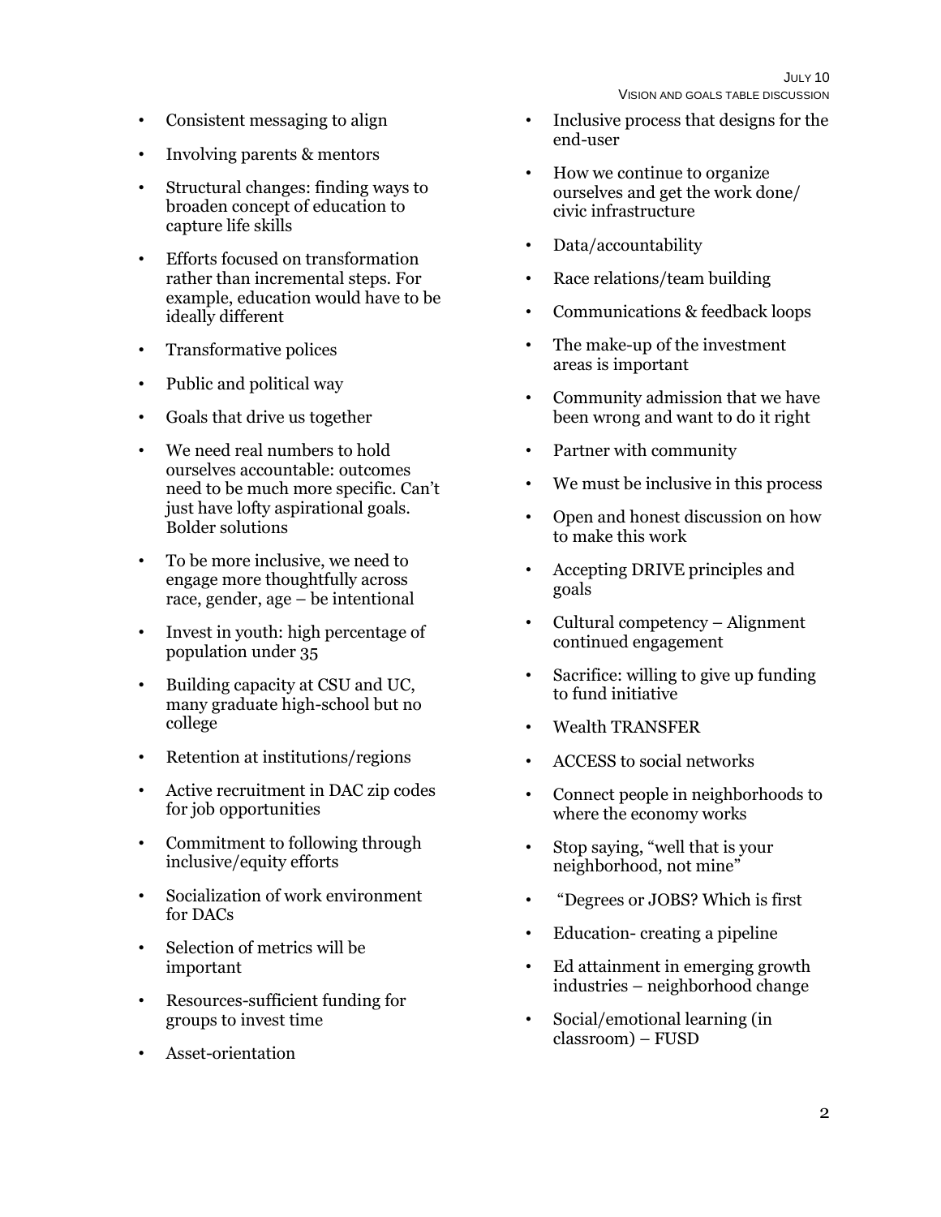- Consistent messaging to align
- Involving parents & mentors
- Structural changes: finding ways to broaden concept of education to capture life skills
- Efforts focused on transformation rather than incremental steps. For example, education would have to be ideally different
- Transformative polices
- Public and political way
- Goals that drive us together
- We need real numbers to hold ourselves accountable: outcomes need to be much more specific. Can't just have lofty aspirational goals. Bolder solutions
- To be more inclusive, we need to engage more thoughtfully across race, gender, age – be intentional
- Invest in youth: high percentage of population under 35
- Building capacity at CSU and UC, many graduate high-school but no college
- Retention at institutions/regions
- Active recruitment in DAC zip codes for job opportunities
- Commitment to following through inclusive/equity efforts
- Socialization of work environment for DACs
- Selection of metrics will be important
- Resources-sufficient funding for groups to invest time
- Asset-orientation
- Inclusive process that designs for the end-user
- How we continue to organize ourselves and get the work done/ civic infrastructure
- Data/accountability
- Race relations/team building
- Communications & feedback loops
- The make-up of the investment areas is important
- Community admission that we have been wrong and want to do it right
- Partner with community
- We must be inclusive in this process
- Open and honest discussion on how to make this work
- Accepting DRIVE principles and goals
- Cultural competency – Alignment continued engagement
- Sacrifice: willing to give up funding to fund initiative
- Wealth TRANSFER
- ACCESS to social networks
- Connect people in neighborhoods to where the economy works
- Stop saying, "well that is your neighborhood, not mine"
- "Degrees or JOBS? Which is first
- Education- creating a pipeline
- Ed attainment in emerging growth industries – neighborhood change
- Social/emotional learning (in classroom) – FUSD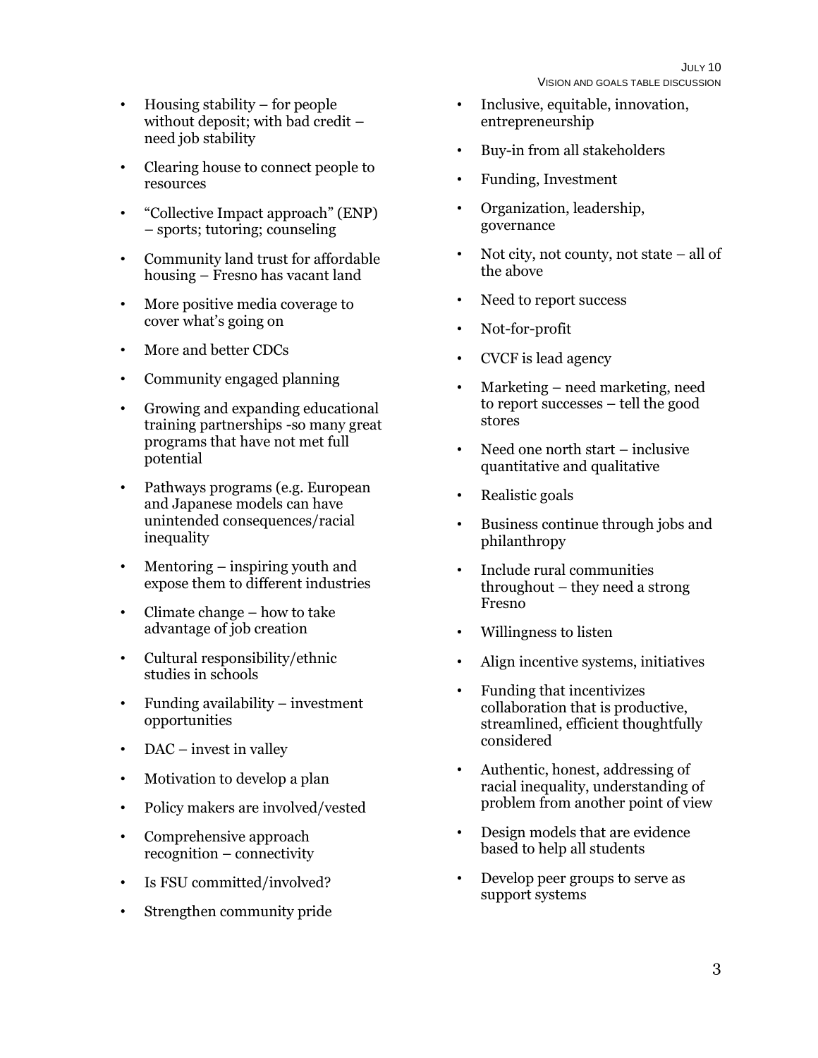- Housing stability – for people without deposit; with bad credit – need job stability
- Clearing house to connect people to resources
- "Collective Impact approach" (ENP) – sports; tutoring; counseling
- Community land trust for affordable housing – Fresno has vacant land
- More positive media coverage to cover what's going on
- More and better CDCs
- Community engaged planning
- Growing and expanding educational training partnerships -so many great programs that have not met full potential
- Pathways programs (e.g. European and Japanese models can have unintended consequences/racial inequality
- Mentoring – inspiring youth and expose them to different industries
- Climate change – how to take advantage of job creation
- Cultural responsibility/ethnic studies in schools
- Funding availability – investment opportunities
- DAC – invest in valley
- Motivation to develop a plan
- Policy makers are involved/vested
- Comprehensive approach recognition – connectivity
- Is FSU committed/involved?
- Strengthen community pride
- Inclusive, equitable, innovation, entrepreneurship
- Buy-in from all stakeholders
- Funding, Investment
- Organization, leadership, governance
- Not city, not county, not state – all of the above
- Need to report success
- Not-for-profit
- CVCF is lead agency
- Marketing – need marketing, need to report successes – tell the good stores
- Need one north start – inclusive quantitative and qualitative
- Realistic goals
- Business continue through jobs and philanthropy
- Include rural communities throughout – they need a strong Fresno
- Willingness to listen
- Align incentive systems, initiatives
- Funding that incentivizes collaboration that is productive, streamlined, efficient thoughtfully considered
- Authentic, honest, addressing of racial inequality, understanding of problem from another point of view
- Design models that are evidence based to help all students
- Develop peer groups to serve as support systems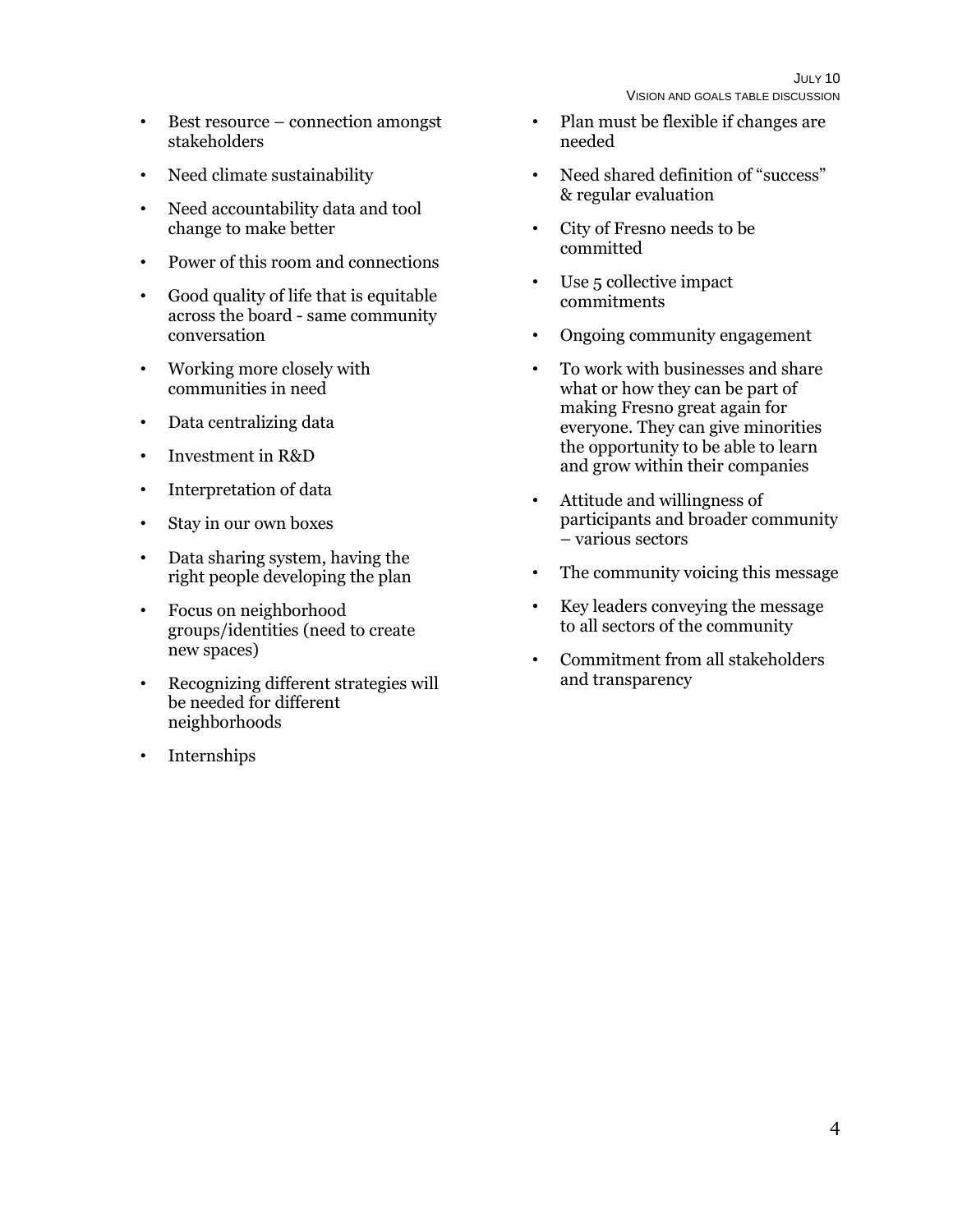- Best resource – connection amongst stakeholders
- Need climate sustainability
- Need accountability data and tool change to make better
- Power of this room and connections
- Good quality of life that is equitable across the board - same community conversation
- Working more closely with communities in need
- Data centralizing data
- Investment in R&D
- Interpretation of data
- Stay in our own boxes
- Data sharing system, having the right people developing the plan
- Focus on neighborhood groups/identities (need to create new spaces)
- Recognizing different strategies will be needed for different neighborhoods
- Internships
- Plan must be flexible if changes are needed
- Need shared definition of "success" & regular evaluation
- City of Fresno needs to be committed
- Use 5 collective impact commitments
- Ongoing community engagement
- To work with businesses and share what or how they can be part of making Fresno great again for everyone. They can give minorities the opportunity to be able to learn and grow within their companies
- Attitude and willingness of participants and broader community – various sectors
- The community voicing this message
- Key leaders conveying the message to all sectors of the community
- Commitment from all stakeholders and transparency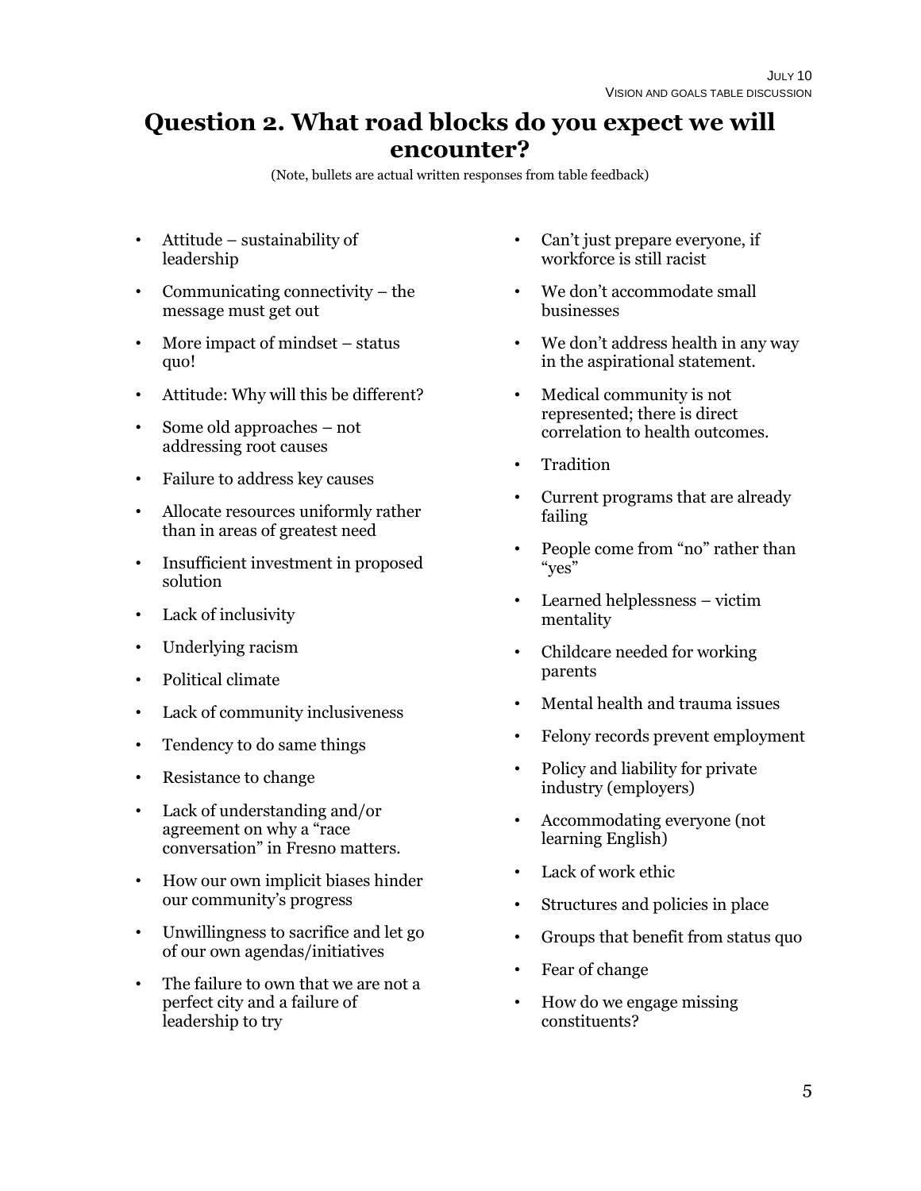## Question 2. What road blocks do you expect we will encounter?

(Note, bullets are actual written responses from table feedback)

- Attitude – sustainability of leadership
- Communicating connectivity – the message must get out
- More impact of mindset – status quo!
- Attitude: Why will this be different?
- Some old approaches – not addressing root causes
- Failure to address key causes
- Allocate resources uniformly rather than in areas of greatest need
- Insufficient investment in proposed solution
- Lack of inclusivity
- Underlying racism
- Political climate
- Lack of community inclusiveness
- Tendency to do same things
- Resistance to change
- Lack of understanding and/or agreement on why a "race conversation" in Fresno matters.
- How our own implicit biases hinder our community's progress
- Unwillingness to sacrifice and let go of our own agendas/initiatives
- The failure to own that we are not a perfect city and a failure of leadership to try
- Can't just prepare everyone, if workforce is still racist
- We don't accommodate small businesses
- We don't address health in any way in the aspirational statement.
- Medical community is not represented; there is direct correlation to health outcomes.
- Tradition
- Current programs that are already failing
- People come from "no" rather than "yes"
- Learned helplessness – victim mentality
- Childcare needed for working parents
- Mental health and trauma issues
- Felony records prevent employment
- Policy and liability for private industry (employers)
- Accommodating everyone (not learning English)
- Lack of work ethic
- Structures and policies in place
- Groups that benefit from status quo
- Fear of change
- How do we engage missing constituents?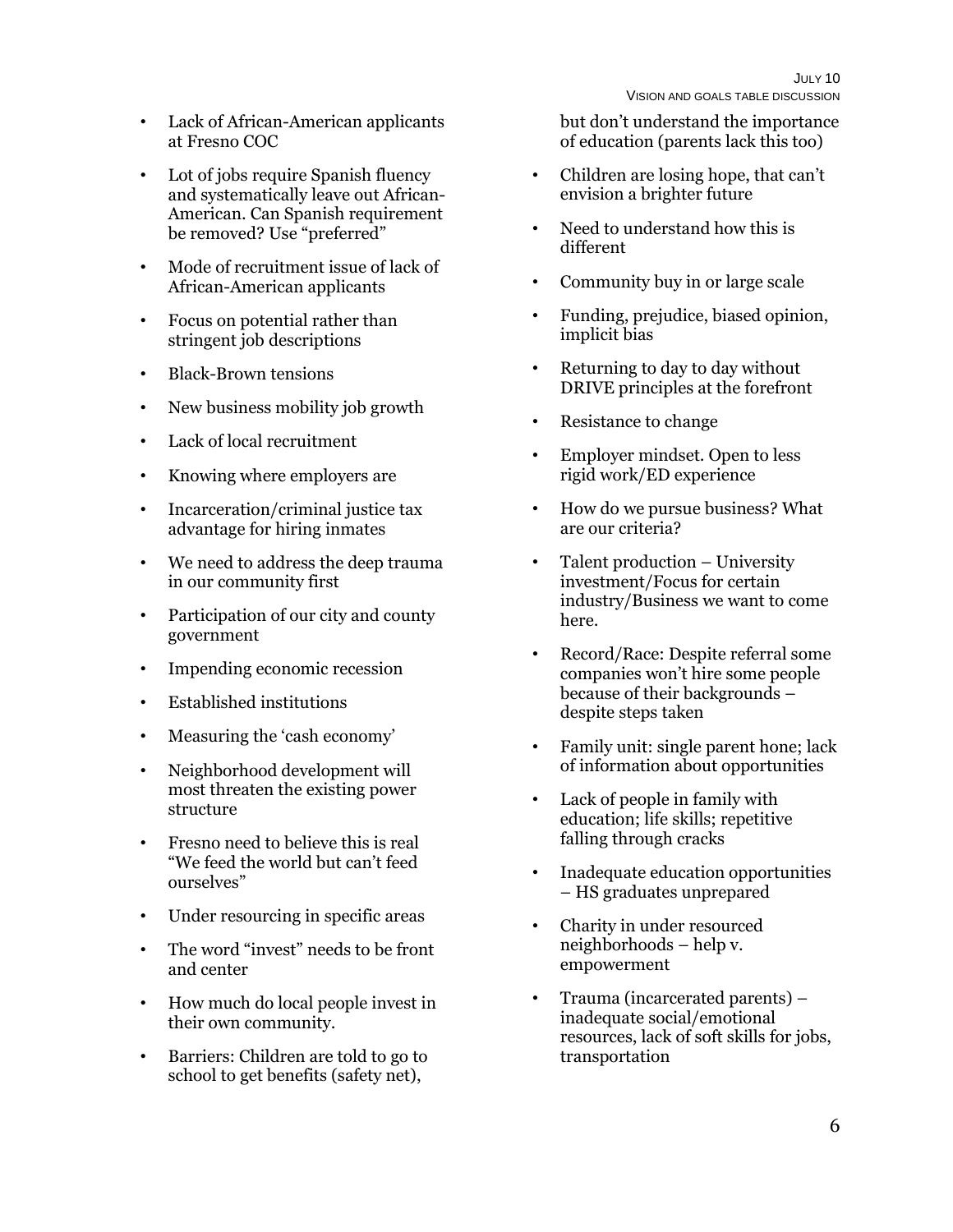- Lack of African-American applicants at Fresno COC
- Lot of jobs require Spanish fluency and systematically leave out African-American. Can Spanish requirement be removed? Use "preferred"
- Mode of recruitment issue of lack of African-American applicants
- Focus on potential rather than stringent job descriptions
- Black-Brown tensions
- New business mobility job growth
- Lack of local recruitment
- Knowing where employers are
- Incarceration/criminal justice tax advantage for hiring inmates
- We need to address the deep trauma in our community first
- Participation of our city and county government
- Impending economic recession
- Established institutions
- Measuring the 'cash economy'
- Neighborhood development will most threaten the existing power structure
- Fresno need to believe this is real "We feed the world but can't feed ourselves"
- Under resourcing in specific areas
- The word "invest" needs to be front and center
- How much do local people invest in their own community.
- Barriers: Children are told to go to school to get benefits (safety net), but don't understand the importance of education (parents lack this too)
- Children are losing hope, that can't envision a brighter future
- Need to understand how this is different
- Community buy in or large scale
- Funding, prejudice, biased opinion, implicit bias
- Returning to day to day without DRIVE principles at the forefront
- Resistance to change
- Employer mindset. Open to less rigid work/ED experience
- How do we pursue business? What are our criteria?
- Talent production – University investment/Focus for certain industry/Business we want to come here.
- Record/Race: Despite referral some companies won't hire some people because of their backgrounds – despite steps taken
- Family unit: single parent hone; lack of information about opportunities
- Lack of people in family with education; life skills; repetitive falling through cracks
- Inadequate education opportunities – HS graduates unprepared
- Charity in under resourced neighborhoods – help v. empowerment
- Trauma (incarcerated parents) – inadequate social/emotional resources, lack of soft skills for jobs, transportation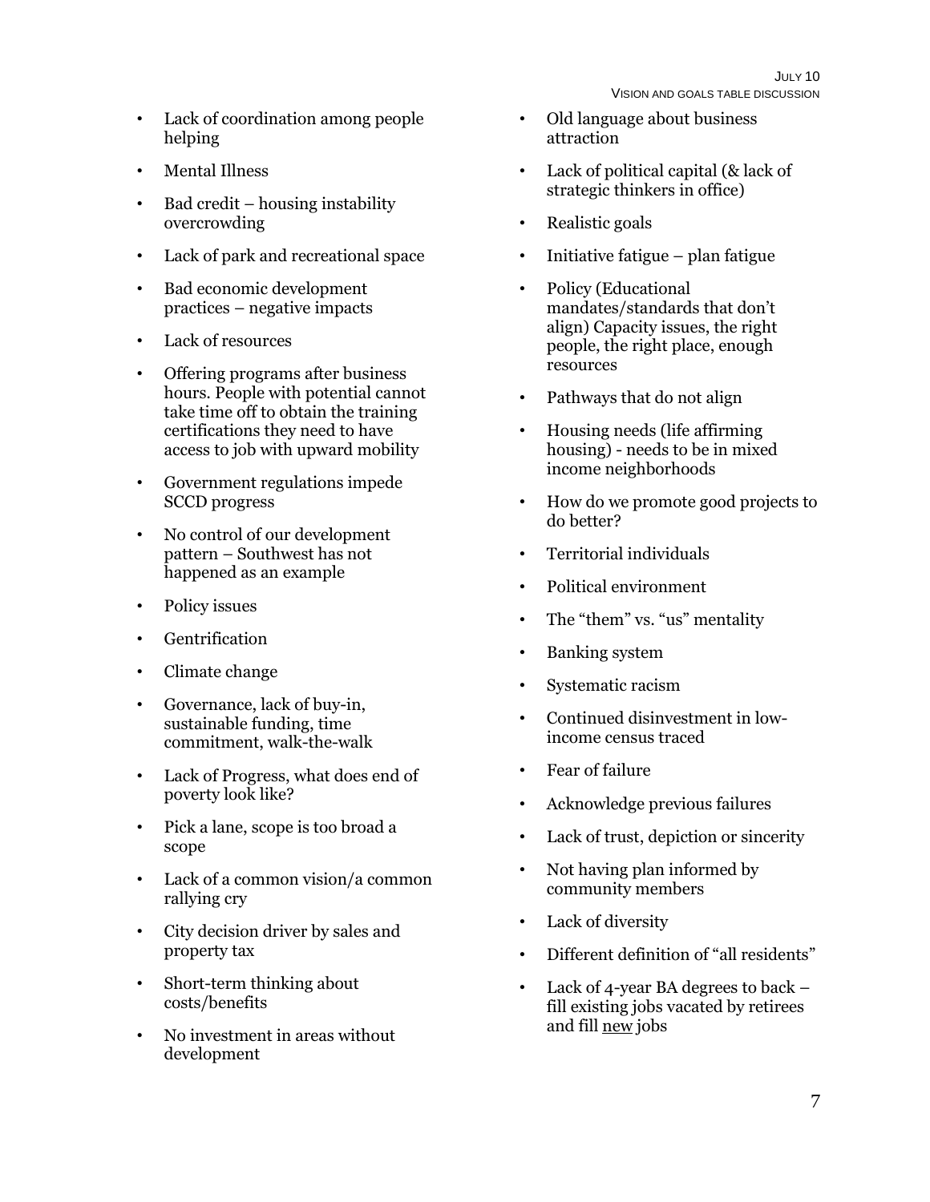- Lack of coordination among people helping
- Mental Illness
- Bad credit – housing instability overcrowding
- Lack of park and recreational space
- Bad economic development practices – negative impacts
- Lack of resources
- Offering programs after business hours. People with potential cannot take time off to obtain the training certifications they need to have access to job with upward mobility
- Government regulations impede SCCD progress
- No control of our development pattern – Southwest has not happened as an example
- Policy issues
- Gentrification
- Climate change
- Governance, lack of buy-in, sustainable funding, time commitment, walk-the-walk
- Lack of Progress, what does end of poverty look like?
- Pick a lane, scope is too broad a scope
- Lack of a common vision/a common rallying cry
- City decision driver by sales and property tax
- Short-term thinking about costs/benefits
- No investment in areas without development
- Old language about business attraction
- Lack of political capital (& lack of strategic thinkers in office)
- Realistic goals
- Initiative fatigue – plan fatigue
- Policy (Educational mandates/standards that don't align) Capacity issues, the right people, the right place, enough resources
- Pathways that do not align
- Housing needs (life affirming housing) - needs to be in mixed income neighborhoods
- How do we promote good projects to do better?
- Territorial individuals
- Political environment
- The "them" vs. "us" mentality
- Banking system
- Systematic racism
- Continued disinvestment in low-income census traced
- Fear of failure
- Acknowledge previous failures
- Lack of trust, depiction or sincerity
- Not having plan informed by community members
- Lack of diversity
- Different definition of "all residents"
- Lack of 4-year BA degrees to back – fill existing jobs vacated by retirees and fill new jobs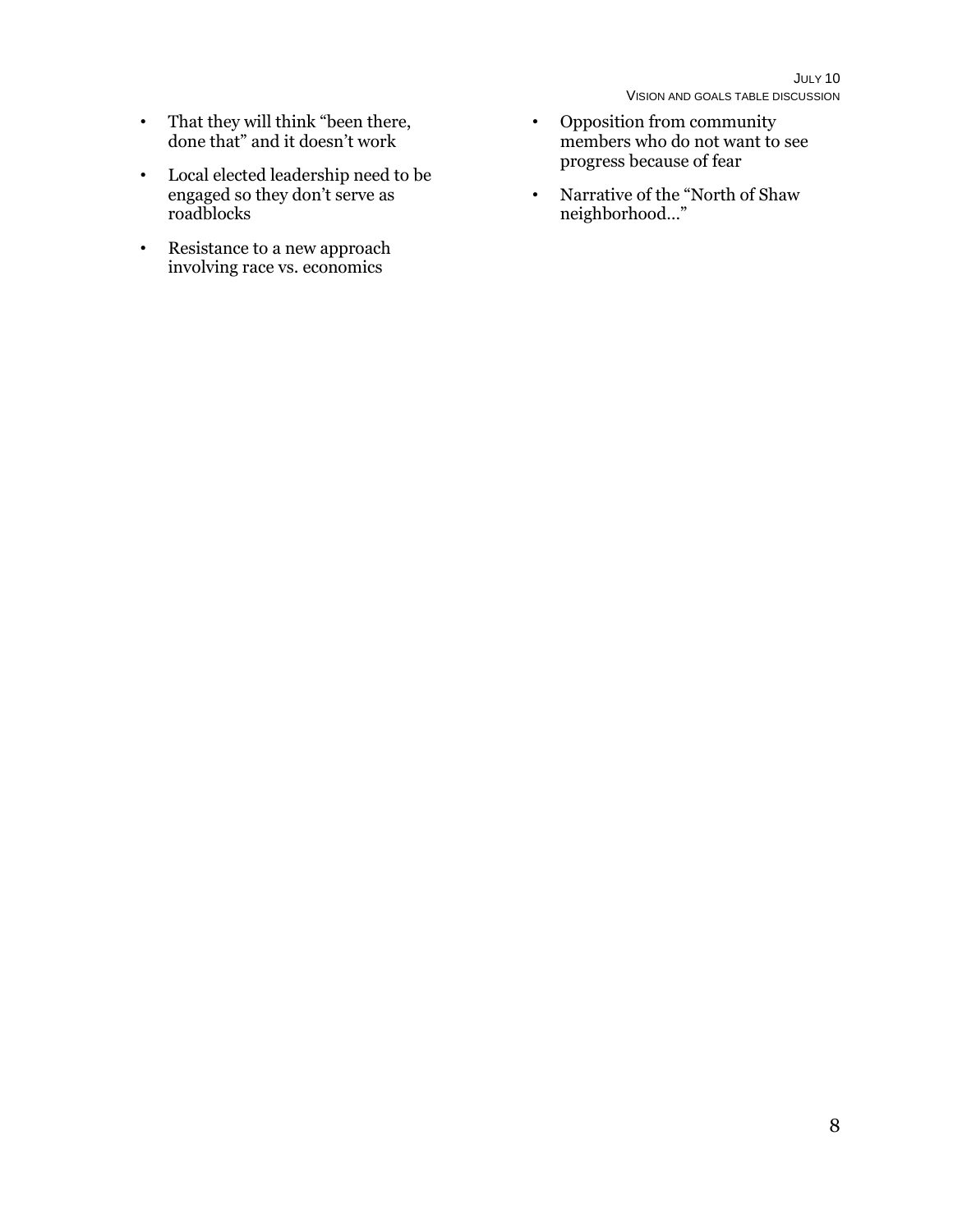- That they will think "been there, done that" and it doesn't work
- Local elected leadership need to be engaged so they don't serve as roadblocks
- Resistance to a new approach involving race vs. economics
- Opposition from community members who do not want to see progress because of fear
- Narrative of the "North of Shaw neighborhood…"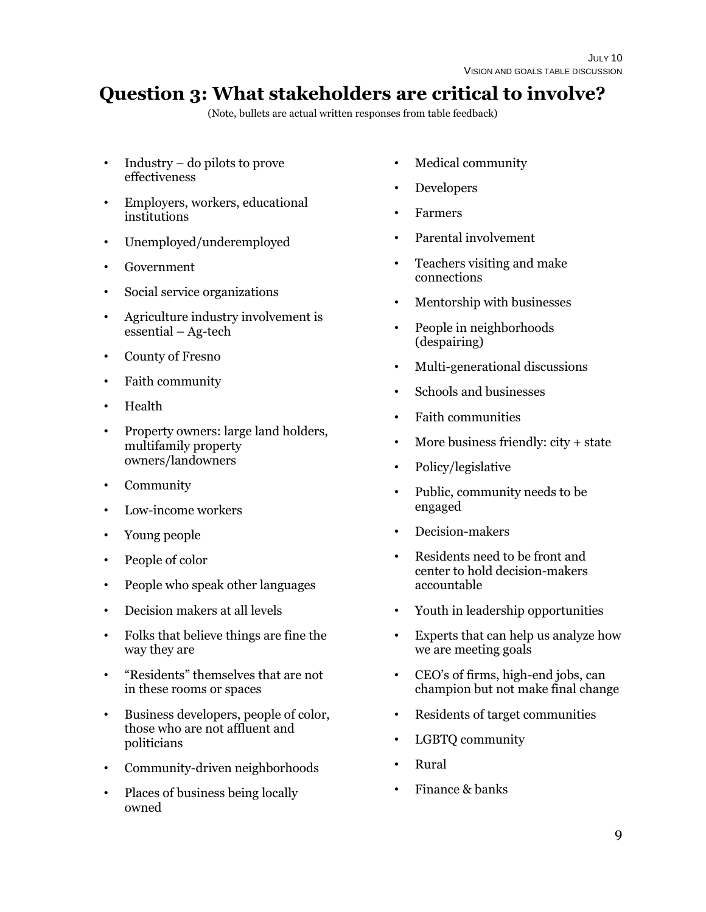# Question 3: What stakeholders are critical to involve?

(Note, bullets are actual written responses from table feedback)

- Industry – do pilots to prove effectiveness
- Employers, workers, educational institutions
- Unemployed/underemployed
- Government
- Social service organizations
- Agriculture industry involvement is essential – Ag-tech
- County of Fresno
- Faith community
- Health
- Property owners: large land holders, multifamily property owners/landowners
- Community
- Low-income workers
- Young people
- People of color
- People who speak other languages
- Decision makers at all levels
- Folks that believe things are fine the way they are
- "Residents" themselves that are not in these rooms or spaces
- Business developers, people of color, those who are not affluent and politicians
- Community-driven neighborhoods
- Places of business being locally owned
- Medical community
- Developers
- Farmers
- Parental involvement
- Teachers visiting and make connections
- Mentorship with businesses
- People in neighborhoods (despairing)
- Multi-generational discussions
- Schools and businesses
- Faith communities
- More business friendly: city + state
- Policy/legislative
- Public, community needs to be engaged
- Decision-makers
- Residents need to be front and center to hold decision-makers accountable
- Youth in leadership opportunities
- Experts that can help us analyze how we are meeting goals
- CEO's of firms, high-end jobs, can champion but not make final change
- Residents of target communities
- LGBTQ community
- Rural
- Finance & banks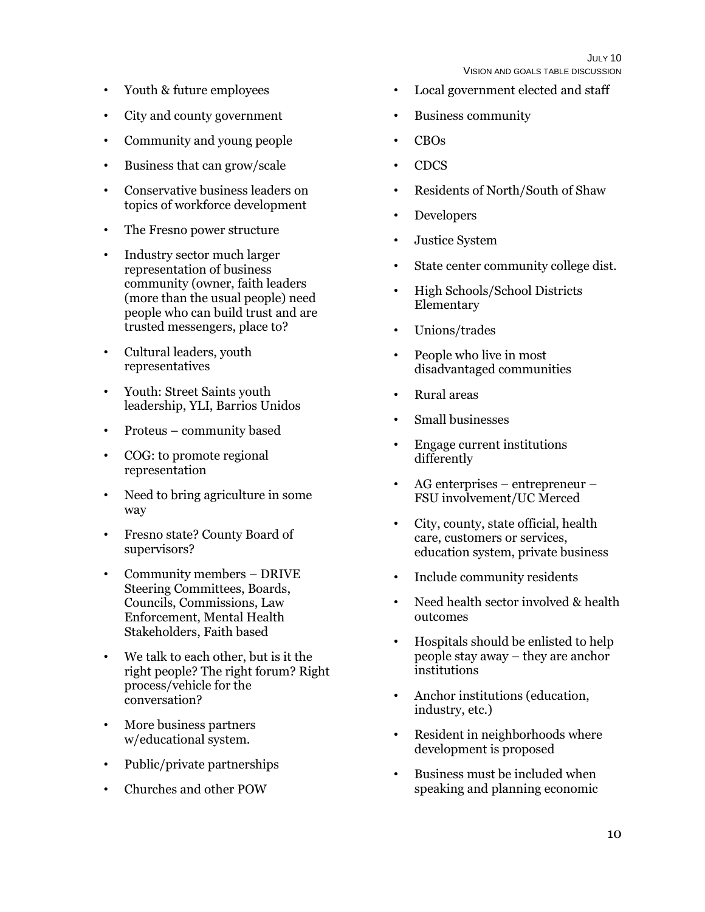- Youth & future employees
- City and county government
- Community and young people
- Business that can grow/scale
- Conservative business leaders on topics of workforce development
- The Fresno power structure
- Industry sector much larger representation of business community (owner, faith leaders (more than the usual people) need people who can build trust and are trusted messengers, place to?
- Cultural leaders, youth representatives
- Youth: Street Saints youth leadership, YLI, Barrios Unidos
- Proteus – community based
- COG: to promote regional representation
- Need to bring agriculture in some way
- Fresno state? County Board of supervisors?
- Community members – DRIVE Steering Committees, Boards, Councils, Commissions, Law Enforcement, Mental Health Stakeholders, Faith based
- We talk to each other, but is it the right people? The right forum? Right process/vehicle for the conversation?
- More business partners w/educational system.
- Public/private partnerships
- Churches and other POW
- Local government elected and staff
- Business community
- CBOs
- CDCS
- Residents of North/South of Shaw
- Developers
- Justice System
- State center community college dist.
- High Schools/School Districts Elementary
- Unions/trades
- People who live in most disadvantaged communities
- Rural areas
- Small businesses
- Engage current institutions differently
- AG enterprises – entrepreneur – FSU involvement/UC Merced
- City, county, state official, health care, customers or services, education system, private business
- Include community residents
- Need health sector involved & health outcomes
- Hospitals should be enlisted to help people stay away – they are anchor institutions
- Anchor institutions (education, industry, etc.)
- Resident in neighborhoods where development is proposed
- Business must be included when speaking and planning economic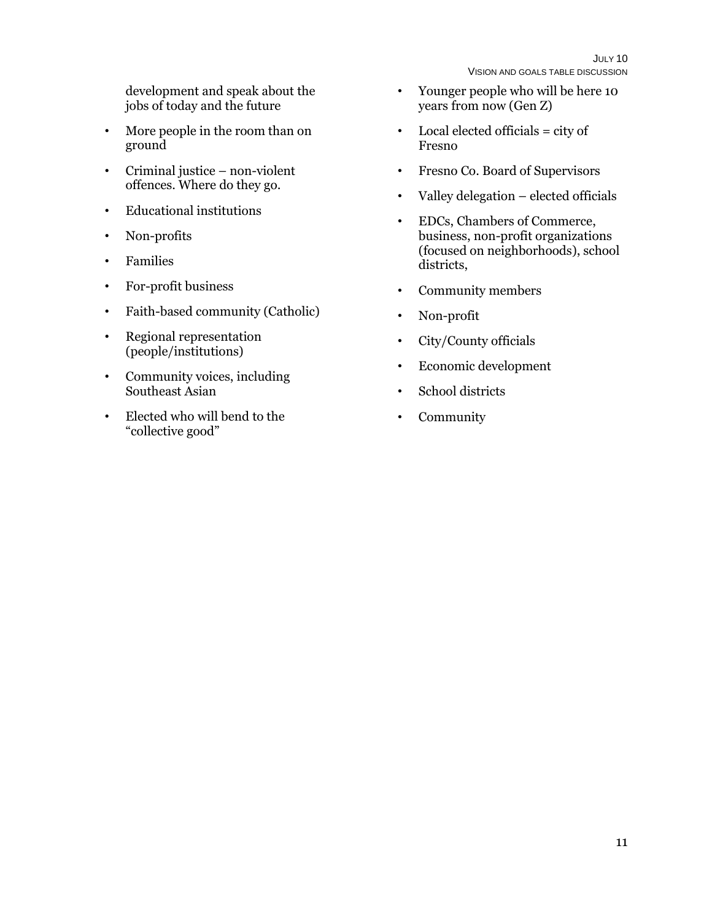development and speak about the jobs of today and the future

- More people in the room than on ground
- Criminal justice – non-violent offences. Where do they go.
- Educational institutions
- Non-profits
- Families
- For-profit business
- Faith-based community (Catholic)
- Regional representation (people/institutions)
- Community voices, including Southeast Asian
- Elected who will bend to the "collective good"
- Younger people who will be here 10 years from now (Gen Z)
- Local elected officials = city of Fresno
- Fresno Co. Board of Supervisors
- Valley delegation – elected officials
- EDCs, Chambers of Commerce, business, non-profit organizations (focused on neighborhoods), school districts,
- Community members
- Non-profit
- City/County officials
- Economic development
- School districts
- Community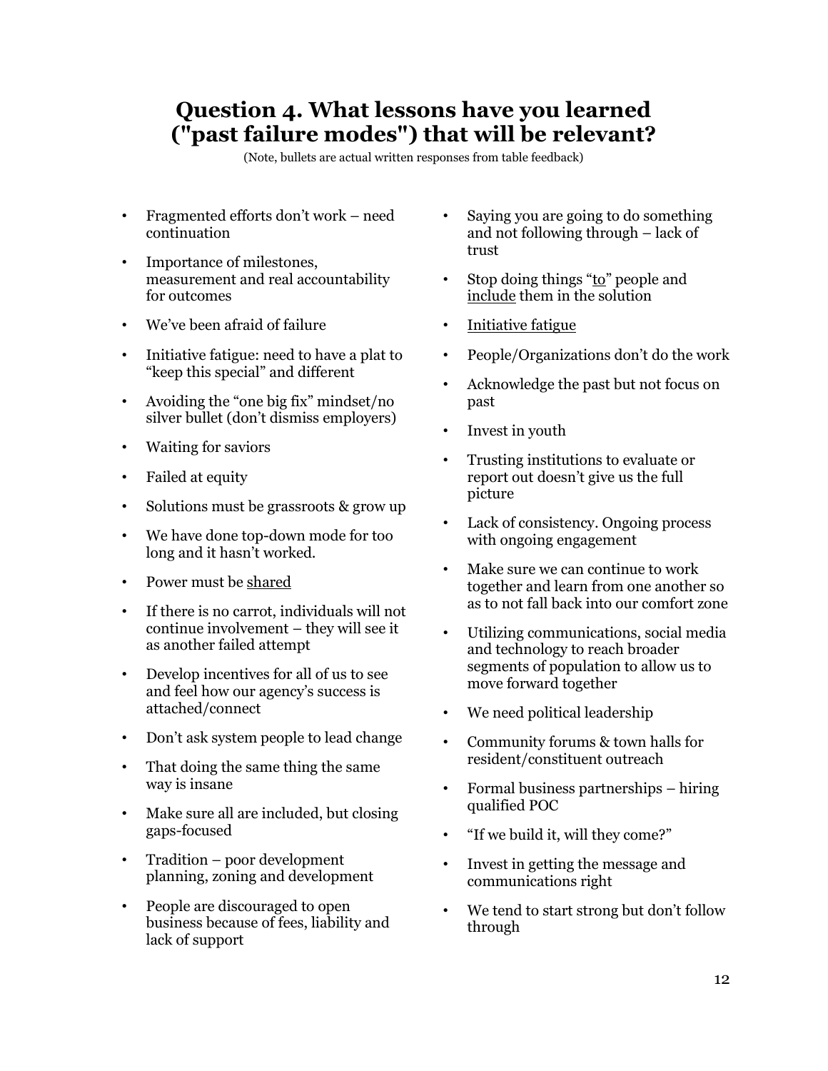## Question 4. What lessons have you learned ("past failure modes") that will be relevant?

(Note, bullets are actual written responses from table feedback)

- Fragmented efforts don't work – need continuation
- Importance of milestones, measurement and real accountability for outcomes
- We've been afraid of failure
- Initiative fatigue: need to have a plat to "keep this special" and different
- Avoiding the "one big fix" mindset/no silver bullet (don't dismiss employers)
- Waiting for saviors
- Failed at equity
- Solutions must be grassroots & grow up
- We have done top-down mode for too long and it hasn't worked.
- Power must be <u>shared</u>
- If there is no carrot, individuals will not continue involvement – they will see it as another failed attempt
- Develop incentives for all of us to see and feel how our agency's success is attached/connect
- Don't ask system people to lead change
- That doing the same thing the same way is insane
- Make sure all are included, but closing gaps-focused
- Tradition – poor development planning, zoning and development
- People are discouraged to open business because of fees, liability and lack of support
- Saying you are going to do something and not following through – lack of trust
- Stop doing things "<u>to</u>" people and <u>include</u> them in the solution
- <u>Initiative fatigue</u>
- People/Organizations don't do the work
- Acknowledge the past but not focus on past
- Invest in youth
- Trusting institutions to evaluate or report out doesn't give us the full picture
- Lack of consistency. Ongoing process with ongoing engagement
- Make sure we can continue to work together and learn from one another so as to not fall back into our comfort zone
- Utilizing communications, social media and technology to reach broader segments of population to allow us to move forward together
- We need political leadership
- Community forums & town halls for resident/constituent outreach
- Formal business partnerships – hiring qualified POC
- "If we build it, will they come?"
- Invest in getting the message and communications right
- We tend to start strong but don't follow through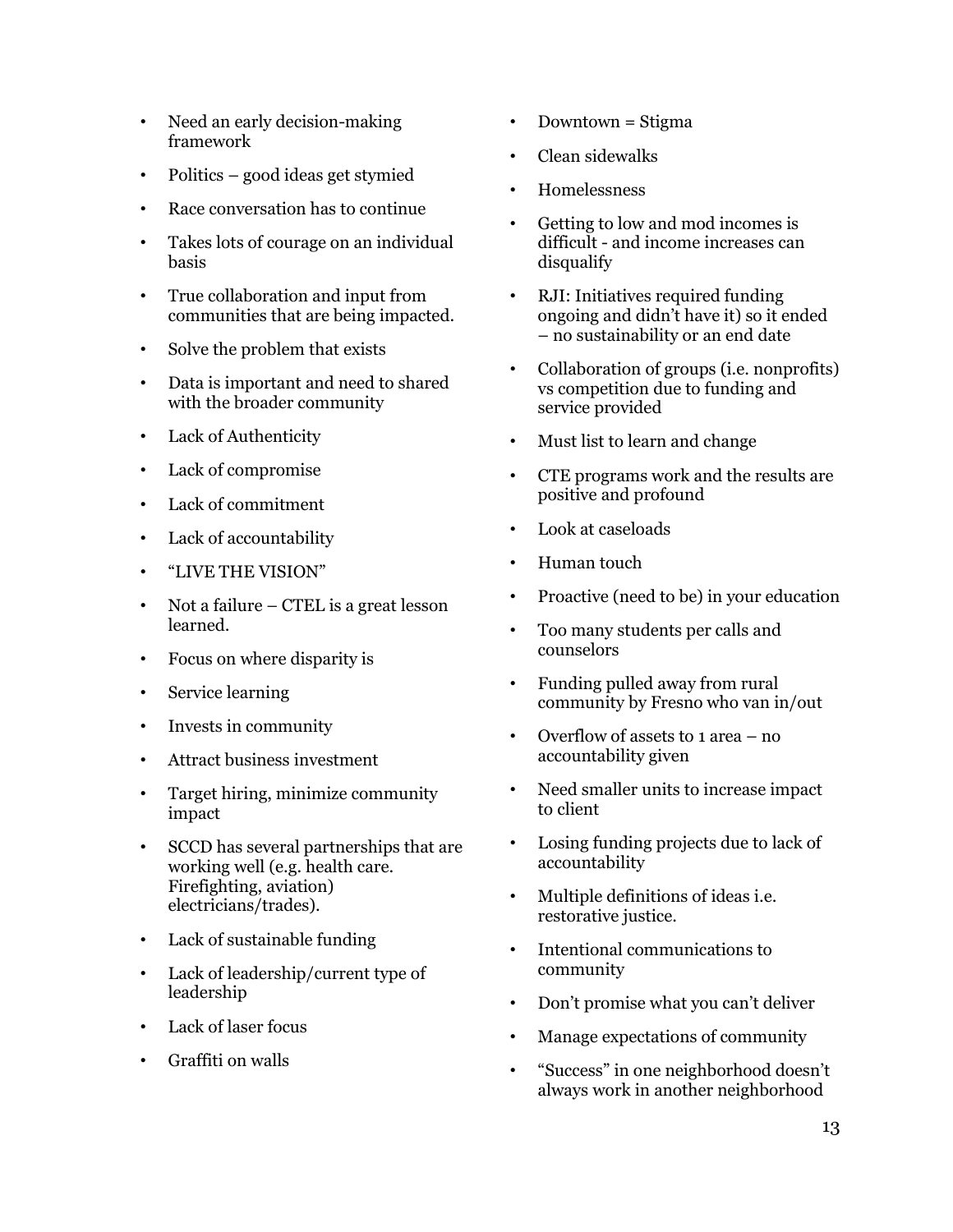- Need an early decision-making framework
- Politics – good ideas get stymied
- Race conversation has to continue
- Takes lots of courage on an individual basis
- True collaboration and input from communities that are being impacted.
- Solve the problem that exists
- Data is important and need to shared with the broader community
- Lack of Authenticity
- Lack of compromise
- Lack of commitment
- Lack of accountability
- "LIVE THE VISION"
- Not a failure – CTEL is a great lesson learned.
- Focus on where disparity is
- Service learning
- Invests in community
- Attract business investment
- Target hiring, minimize community impact
- SCCD has several partnerships that are working well (e.g. health care. Firefighting, aviation) electricians/trades).
- Lack of sustainable funding
- Lack of leadership/current type of leadership
- Lack of laser focus
- Graffiti on walls
- Downtown = Stigma
- Clean sidewalks
- Homelessness
- Getting to low and mod incomes is difficult - and income increases can disqualify
- RJI: Initiatives required funding ongoing and didn't have it) so it ended – no sustainability or an end date
- Collaboration of groups (i.e. nonprofits) vs competition due to funding and service provided
- Must list to learn and change
- CTE programs work and the results are positive and profound
- Look at caseloads
- Human touch
- Proactive (need to be) in your education
- Too many students per calls and counselors
- Funding pulled away from rural community by Fresno who van in/out
- Overflow of assets to 1 area – no accountability given
- Need smaller units to increase impact to client
- Losing funding projects due to lack of accountability
- Multiple definitions of ideas i.e. restorative justice.
- Intentional communications to community
- Don't promise what you can't deliver
- Manage expectations of community
- "Success" in one neighborhood doesn't always work in another neighborhood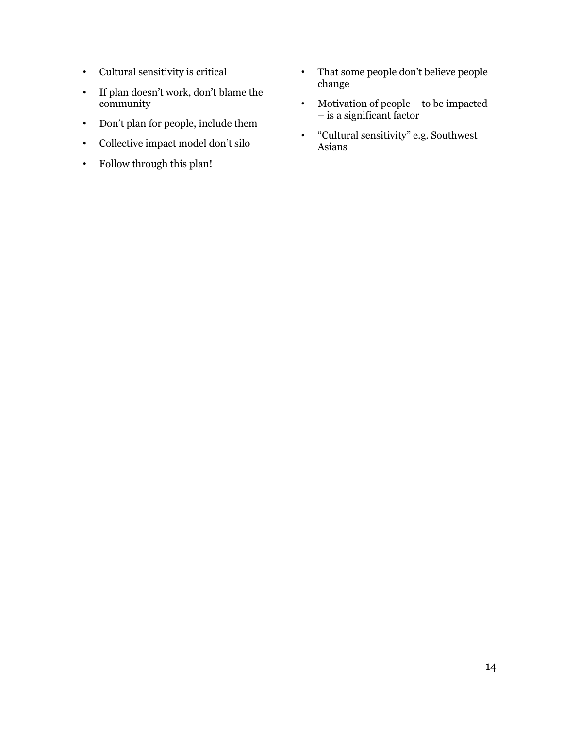- Cultural sensitivity is critical
- If plan doesn't work, don't blame the community
- Don't plan for people, include them
- Collective impact model don't silo
- Follow through this plan!
- That some people don't believe people change
- Motivation of people – to be impacted – is a significant factor
- "Cultural sensitivity" e.g. Southwest Asians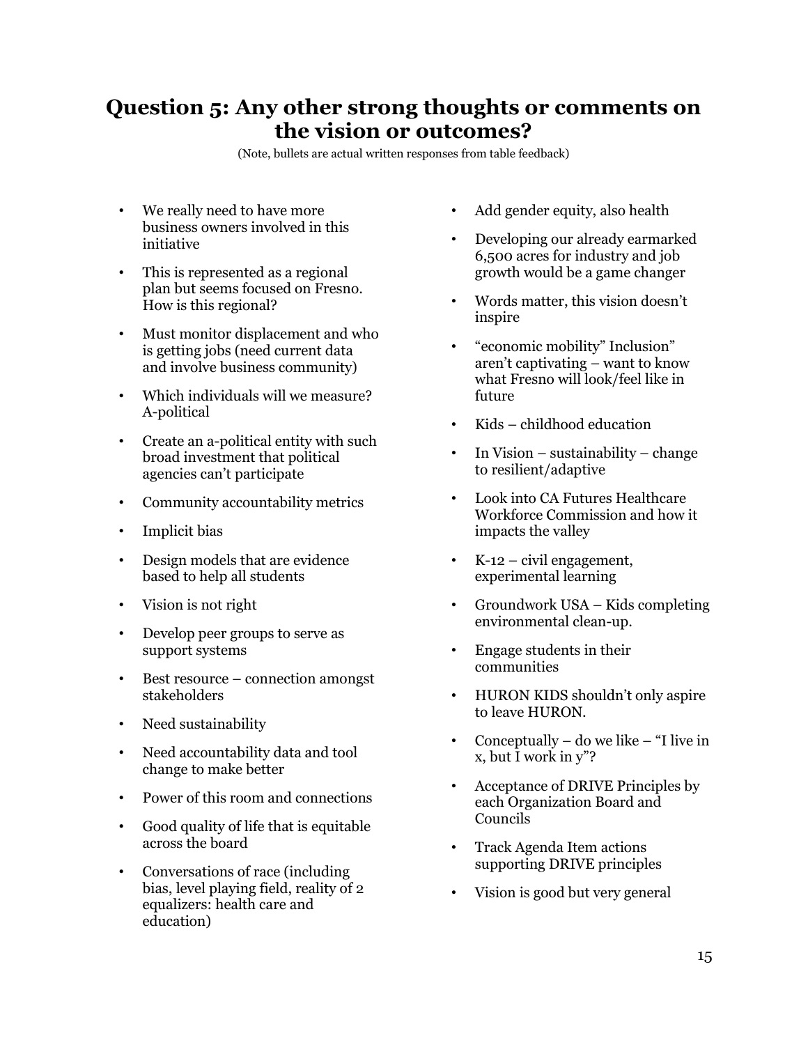## Question 5: Any other strong thoughts or comments on the vision or outcomes?

(Note, bullets are actual written responses from table feedback)

- We really need to have more business owners involved in this initiative
- This is represented as a regional plan but seems focused on Fresno. How is this regional?
- Must monitor displacement and who is getting jobs (need current data and involve business community)
- Which individuals will we measure? A-political
- Create an a-political entity with such broad investment that political agencies can't participate
- Community accountability metrics
- Implicit bias
- Design models that are evidence based to help all students
- Vision is not right
- Develop peer groups to serve as support systems
- Best resource – connection amongst stakeholders
- Need sustainability
- Need accountability data and tool change to make better
- Power of this room and connections
- Good quality of life that is equitable across the board
- Conversations of race (including bias, level playing field, reality of 2 equalizers: health care and education)
- Add gender equity, also health
- Developing our already earmarked 6,500 acres for industry and job growth would be a game changer
- Words matter, this vision doesn't inspire
- "economic mobility" Inclusion" aren't captivating – want to know what Fresno will look/feel like in future
- Kids – childhood education
- In Vision – sustainability – change to resilient/adaptive
- Look into CA Futures Healthcare Workforce Commission and how it impacts the valley
- K-12 – civil engagement, experimental learning
- Groundwork USA – Kids completing environmental clean-up.
- Engage students in their communities
- HURON KIDS shouldn't only aspire to leave HURON.
- Conceptually – do we like – "I live in x, but I work in y"?
- Acceptance of DRIVE Principles by each Organization Board and Councils
- Track Agenda Item actions supporting DRIVE principles
- Vision is good but very general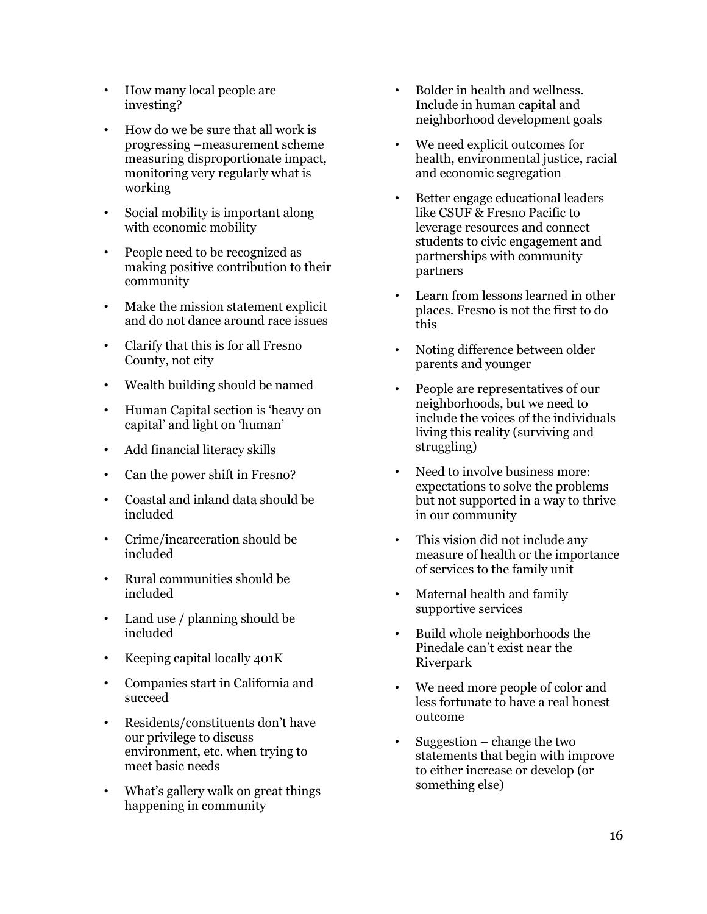- How many local people are investing?
- How do we be sure that all work is progressing –measurement scheme measuring disproportionate impact, monitoring very regularly what is working
- Social mobility is important along with economic mobility
- People need to be recognized as making positive contribution to their community
- Make the mission statement explicit and do not dance around race issues
- Clarify that this is for all Fresno County, not city
- Wealth building should be named
- Human Capital section is 'heavy on capital' and light on 'human'
- Add financial literacy skills
- Can the <u>power</u> shift in Fresno?
- Coastal and inland data should be included
- Crime/incarceration should be included
- Rural communities should be included
- Land use / planning should be included
- Keeping capital locally 401K
- Companies start in California and succeed
- Residents/constituents don't have our privilege to discuss environment, etc. when trying to meet basic needs
- What's gallery walk on great things happening in community
- Bolder in health and wellness. Include in human capital and neighborhood development goals
- We need explicit outcomes for health, environmental justice, racial and economic segregation
- Better engage educational leaders like CSUF & Fresno Pacific to leverage resources and connect students to civic engagement and partnerships with community partners
- Learn from lessons learned in other places. Fresno is not the first to do this
- Noting difference between older parents and younger
- People are representatives of our neighborhoods, but we need to include the voices of the individuals living this reality (surviving and struggling)
- Need to involve business more: expectations to solve the problems but not supported in a way to thrive in our community
- This vision did not include any measure of health or the importance of services to the family unit
- Maternal health and family supportive services
- Build whole neighborhoods the Pinedale can't exist near the Riverpark
- We need more people of color and less fortunate to have a real honest outcome
- Suggestion – change the two statements that begin with improve to either increase or develop (or something else)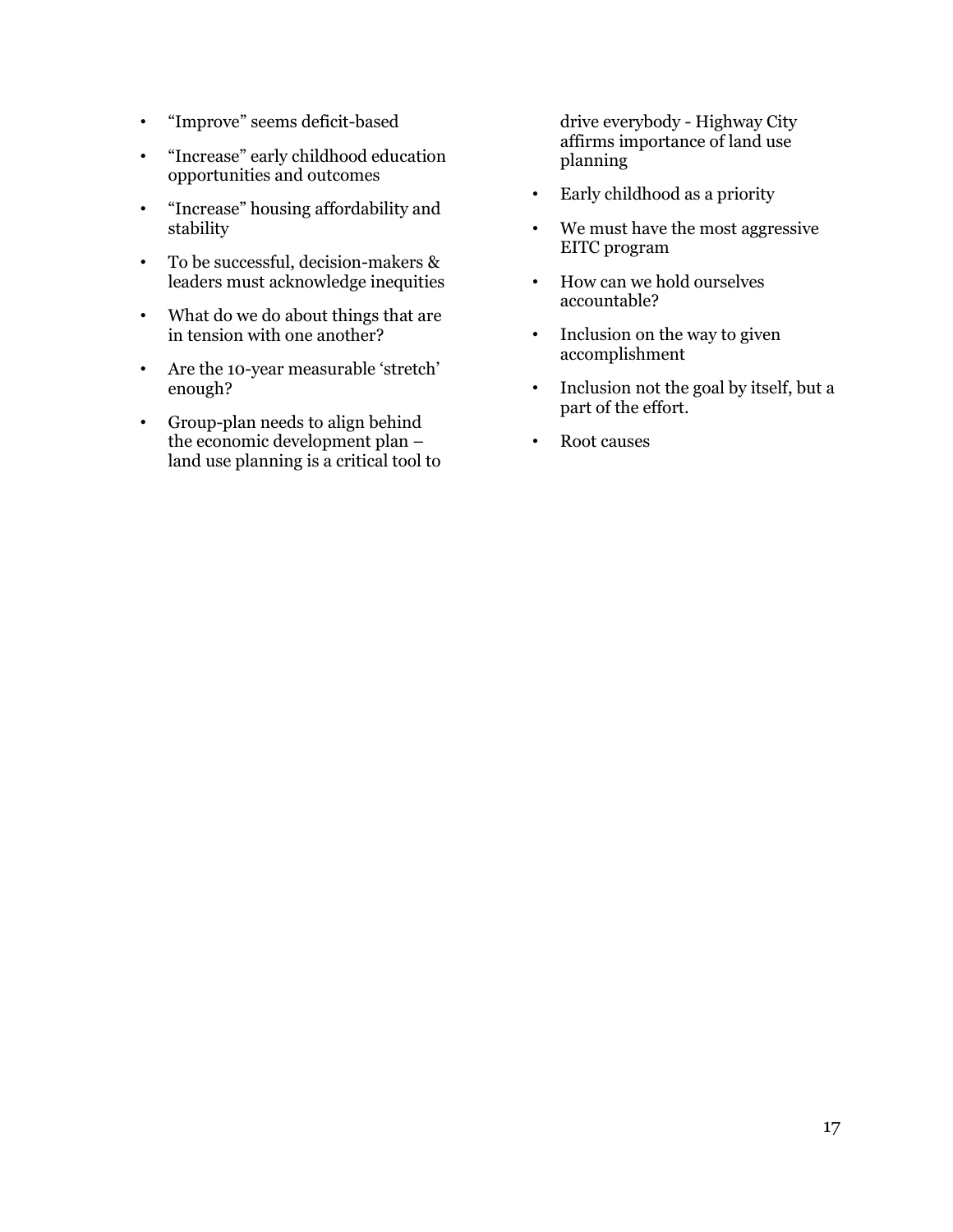- “Improve” seems deficit-based
- “Increase” early childhood education opportunities and outcomes
- “Increase” housing affordability and stability
- To be successful, decision-makers & leaders must acknowledge inequities
- What do we do about things that are in tension with one another?
- Are the 10-year measurable ‘stretch’ enough?
- Group-plan needs to align behind the economic development plan – land use planning is a critical tool to drive everybody - Highway City affirms importance of land use planning
- Early childhood as a priority
- We must have the most aggressive EITC program
- How can we hold ourselves accountable?
- Inclusion on the way to given accomplishment
- Inclusion not the goal by itself, but a part of the effort.
- Root causes